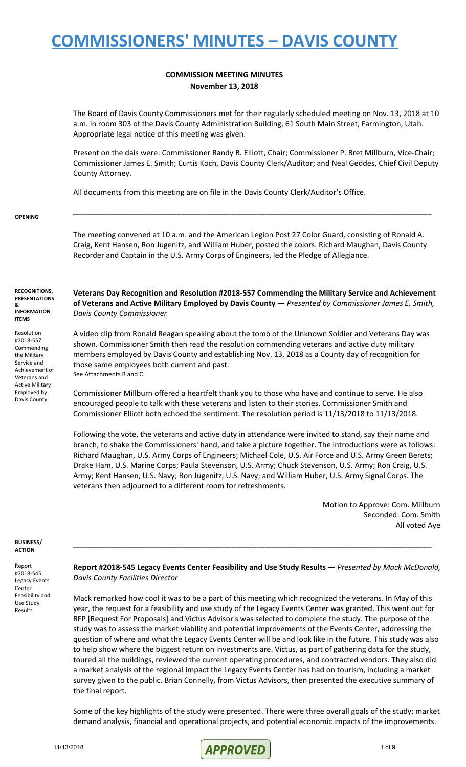# COMMISSIONERS' MINUTES – DAVIS COUNTY

## COMMISSION MEETING MINUTES

**November 13, 2018**

The Board of Davis County Commissioners met for their regularly scheduled meeting on Nov. 13, 2018 at 10 a.m. in room 303 of the Davis County Administration Building, 61 South Main Street, Farmington, Utah. Appropriate legal notice of this meeting was given.

Present on the dais were: Commissioner Randy B. Elliott, Chair; Commissioner P. Bret Millburn, Vice-Chair; Commissioner James E. Smith; Curtis Koch, Davis County Clerk/Auditor; and Neal Geddes, Chief Civil Deputy County Attorney.

All documents from this meeting are on file in the Davis County Clerk/Auditor's Office.

---

**OPENING**

The meeting convened at 10 a.m. and the American Legion Post 27 Color Guard, consisting of Ronald A. Craig, Kent Hansen, Ron Jugenitz, and William Huber, posted the colors. Richard Maughan, Davis County Recorder and Captain in the U.S. Army Corps of Engineers, led the Pledge of Allegiance.

**RECOGNITIONS, PRESENTATIONS & INFORMATION ITEMS**

Resolution #2018-557 Commending the Military Service and Achievement of Veterans and Active Military Employed by Davis County

**Veterans Day Recognition and Resolution #2018-557 Commending the Military Service and Achievement of Veterans and Active Military Employed by Davis County** — *Presented by Commissioner James E. Smith, Davis County Commissioner*

A video clip from Ronald Reagan speaking about the tomb of the Unknown Soldier and Veterans Day was shown. Commissioner Smith then read the resolution commending veterans and active duty military members employed by Davis County and establishing Nov. 13, 2018 as a County day of recognition for those same employees both current and past.
See Attachments B and C.

Commissioner Millburn offered a heartfelt thank you to those who have and continue to serve. He also encouraged people to talk with these veterans and listen to their stories. Commissioner Smith and Commissioner Elliott both echoed the sentiment. The resolution period is 11/13/2018 to 11/13/2018.

Following the vote, the veterans and active duty in attendance were invited to stand, say their name and branch, to shake the Commissioners' hand, and take a picture together. The introductions were as follows: Richard Maughan, U.S. Army Corps of Engineers; Michael Cole, U.S. Air Force and U.S. Army Green Berets; Drake Ham, U.S. Marine Corps; Paula Stevenson, U.S. Army; Chuck Stevenson, U.S. Army; Ron Craig, U.S. Army; Kent Hansen, U.S. Navy; Ron Jugenitz, U.S. Navy; and William Huber, U.S. Army Signal Corps. The veterans then adjourned to a different room for refreshments.

Motion to Approve: Com. Millburn
Seconded: Com. Smith
All voted Aye

---

**BUSINESS/ ACTION**

Report #2018-545 Legacy Events Center Feasibility and Use Study Results

**Report #2018-545 Legacy Events Center Feasibility and Use Study Results** — *Presented by Mack McDonald, Davis County Facilities Director*

Mack remarked how cool it was to be a part of this meeting which recognized the veterans. In May of this year, the request for a feasibility and use study of the Legacy Events Center was granted. This went out for RFP [Request For Proposals] and Victus Advisor's was selected to complete the study. The purpose of the study was to assess the market viability and potential improvements of the Events Center, addressing the question of where and what the Legacy Events Center will be and look like in the future. This study was also to help show where the biggest return on investments are. Victus, as part of gathering data for the study, toured all the buildings, reviewed the current operating procedures, and contracted vendors. They also did a market analysis of the regional impact the Legacy Events Center has had on tourism, including a market survey given to the public. Brian Connelly, from Victus Advisors, then presented the executive summary of the final report.

Some of the key highlights of the study were presented. There were three overall goals of the study: market demand analysis, financial and operational projects, and potential economic impacts of the improvements.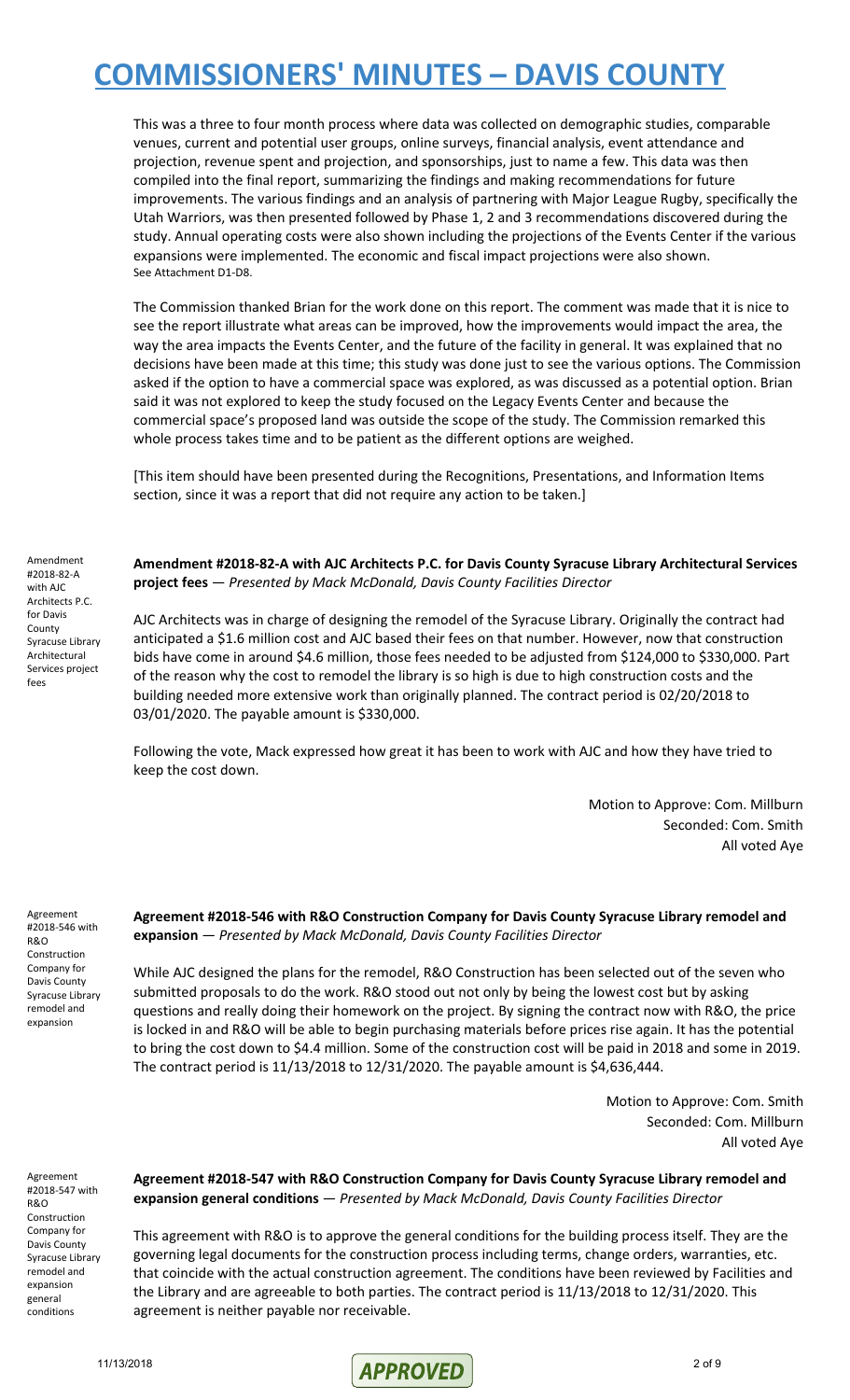This was a three to four month process where data was collected on demographic studies, comparable venues, current and potential user groups, online surveys, financial analysis, event attendance and projection, revenue spent and projection, and sponsorships, just to name a few. This data was then compiled into the final report, summarizing the findings and making recommendations for future improvements. The various findings and an analysis of partnering with Major League Rugby, specifically the Utah Warriors, was then presented followed by Phase 1, 2 and 3 recommendations discovered during the study. Annual operating costs were also shown including the projections of the Events Center if the various expansions were implemented. The economic and fiscal impact projections were also shown.
See Attachment D1-D8.

The Commission thanked Brian for the work done on this report. The comment was made that it is nice to see the report illustrate what areas can be improved, how the improvements would impact the area, the way the area impacts the Events Center, and the future of the facility in general. It was explained that no decisions have been made at this time; this study was done just to see the various options. The Commission asked if the option to have a commercial space was explored, as was discussed as a potential option. Brian said it was not explored to keep the study focused on the Legacy Events Center and because the commercial space's proposed land was outside the scope of the study. The Commission remarked this whole process takes time and to be patient as the different options are weighed.

[This item should have been presented during the Recognitions, Presentations, and Information Items section, since it was a report that did not require any action to be taken.]

Amendment #2018-82-A with AJC Architects P.C. for Davis County Syracuse Library Architectural Services project fees

**Amendment #2018-82-A with AJC Architects P.C. for Davis County Syracuse Library Architectural Services project fees** — *Presented by Mack McDonald, Davis County Facilities Director*

AJC Architects was in charge of designing the remodel of the Syracuse Library. Originally the contract had anticipated a $1.6 million cost and AJC based their fees on that number. However, now that construction bids have come in around $4.6 million, those fees needed to be adjusted from $124,000 to $330,000. Part of the reason why the cost to remodel the library is so high is due to high construction costs and the building needed more extensive work than originally planned. The contract period is 02/20/2018 to 03/01/2020. The payable amount is $330,000.

Following the vote, Mack expressed how great it has been to work with AJC and how they have tried to keep the cost down.

Motion to Approve: Com. Millburn
Seconded: Com. Smith
All voted Aye

Agreement #2018-546 with R&O Construction Company for Davis County Syracuse Library remodel and expansion

**Agreement #2018-546 with R&O Construction Company for Davis County Syracuse Library remodel and expansion** — *Presented by Mack McDonald, Davis County Facilities Director*

While AJC designed the plans for the remodel, R&O Construction has been selected out of the seven who submitted proposals to do the work. R&O stood out not only by being the lowest cost but by asking questions and really doing their homework on the project. By signing the contract now with R&O, the price is locked in and R&O will be able to begin purchasing materials before prices rise again. It has the potential to bring the cost down to $4.4 million. Some of the construction cost will be paid in 2018 and some in 2019. The contract period is 11/13/2018 to 12/31/2020. The payable amount is $4,636,444.

Motion to Approve: Com. Smith
Seconded: Com. Millburn
All voted Aye

Agreement #2018-547 with R&O Construction Company for Davis County Syracuse Library remodel and expansion general conditions

**Agreement #2018-547 with R&O Construction Company for Davis County Syracuse Library remodel and expansion general conditions** — *Presented by Mack McDonald, Davis County Facilities Director*

This agreement with R&O is to approve the general conditions for the building process itself. They are the governing legal documents for the construction process including terms, change orders, warranties, etc. that coincide with the actual construction agreement. The conditions have been reviewed by Facilities and the Library and are agreeable to both parties. The contract period is 11/13/2018 to 12/31/2020. This agreement is neither payable nor receivable.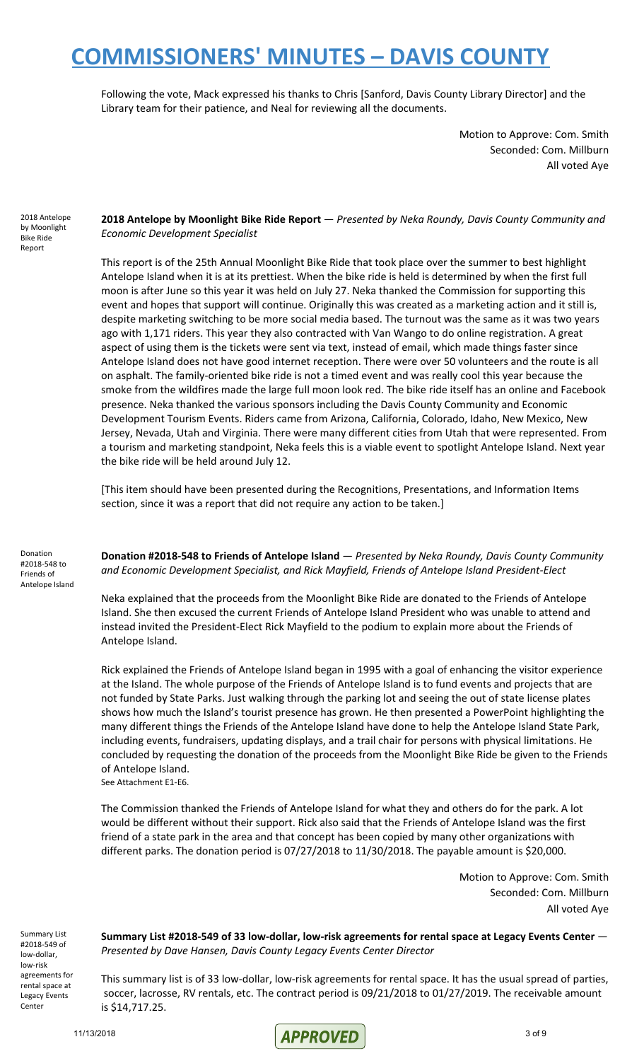Following the vote, Mack expressed his thanks to Chris [Sanford, Davis County Library Director] and the Library team for their patience, and Neal for reviewing all the documents.

Motion to Approve: Com. Smith
Seconded: Com. Millburn
All voted Aye

2018 Antelope by Moonlight Bike Ride Report

**2018 Antelope by Moonlight Bike Ride Report** — *Presented by Neka Roundy, Davis County Community and Economic Development Specialist*

This report is of the 25th Annual Moonlight Bike Ride that took place over the summer to best highlight Antelope Island when it is at its prettiest. When the bike ride is held is determined by when the first full moon is after June so this year it was held on July 27. Neka thanked the Commission for supporting this event and hopes that support will continue. Originally this was created as a marketing action and it still is, despite marketing switching to be more social media based. The turnout was the same as it was two years ago with 1,171 riders. This year they also contracted with Van Wango to do online registration. A great aspect of using them is the tickets were sent via text, instead of email, which made things faster since Antelope Island does not have good internet reception. There were over 50 volunteers and the route is all on asphalt. The family-oriented bike ride is not a timed event and was really cool this year because the smoke from the wildfires made the large full moon look red. The bike ride itself has an online and Facebook presence. Neka thanked the various sponsors including the Davis County Community and Economic Development Tourism Events. Riders came from Arizona, California, Colorado, Idaho, New Mexico, New Jersey, Nevada, Utah and Virginia. There were many different cities from Utah that were represented. From a tourism and marketing standpoint, Neka feels this is a viable event to spotlight Antelope Island. Next year the bike ride will be held around July 12.

[This item should have been presented during the Recognitions, Presentations, and Information Items section, since it was a report that did not require any action to be taken.]

Donation #2018-548 to Friends of Antelope Island

**Donation #2018-548 to Friends of Antelope Island** — *Presented by Neka Roundy, Davis County Community and Economic Development Specialist, and Rick Mayfield, Friends of Antelope Island President-Elect*

Neka explained that the proceeds from the Moonlight Bike Ride are donated to the Friends of Antelope Island. She then excused the current Friends of Antelope Island President who was unable to attend and instead invited the President-Elect Rick Mayfield to the podium to explain more about the Friends of Antelope Island.

Rick explained the Friends of Antelope Island began in 1995 with a goal of enhancing the visitor experience at the Island. The whole purpose of the Friends of Antelope Island is to fund events and projects that are not funded by State Parks. Just walking through the parking lot and seeing the out of state license plates shows how much the Island's tourist presence has grown. He then presented a PowerPoint highlighting the many different things the Friends of the Antelope Island have done to help the Antelope Island State Park, including events, fundraisers, updating displays, and a trail chair for persons with physical limitations. He concluded by requesting the donation of the proceeds from the Moonlight Bike Ride be given to the Friends of Antelope Island.
See Attachment E1-E6.

The Commission thanked the Friends of Antelope Island for what they and others do for the park. A lot would be different without their support. Rick also said that the Friends of Antelope Island was the first friend of a state park in the area and that concept has been copied by many other organizations with different parks. The donation period is 07/27/2018 to 11/30/2018. The payable amount is $20,000.

Motion to Approve: Com. Smith
Seconded: Com. Millburn
All voted Aye

Summary List #2018-549 of low-dollar, low-risk agreements for rental space at Legacy Events Center

**Summary List #2018-549 of 33 low-dollar, low-risk agreements for rental space at Legacy Events Center** — *Presented by Dave Hansen, Davis County Legacy Events Center Director*

This summary list is of 33 low-dollar, low-risk agreements for rental space. It has the usual spread of parties, soccer, lacrosse, RV rentals, etc. The contract period is 09/21/2018 to 01/27/2019. The receivable amount is $14,717.25.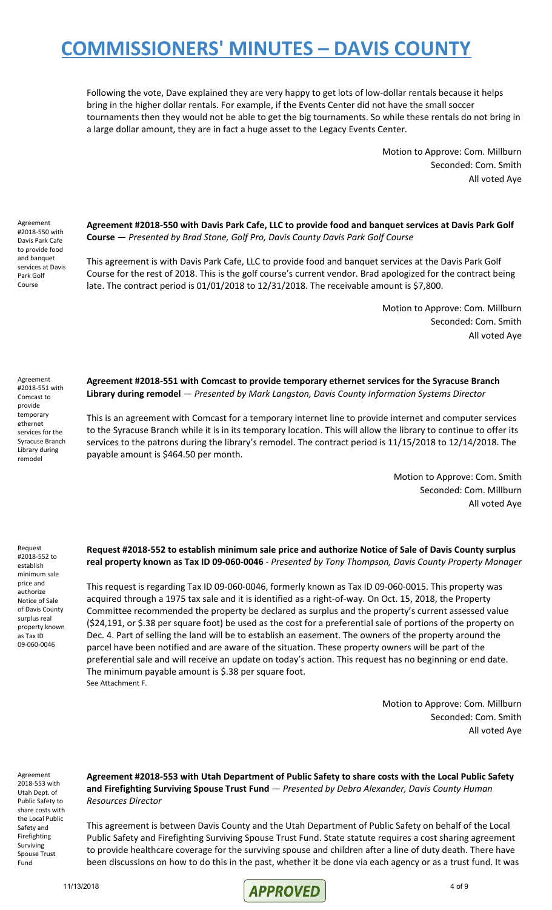Following the vote, Dave explained they are very happy to get lots of low-dollar rentals because it helps bring in the higher dollar rentals. For example, if the Events Center did not have the small soccer tournaments then they would not be able to get the big tournaments. So while these rentals do not bring in a large dollar amount, they are in fact a huge asset to the Legacy Events Center.

Motion to Approve: Com. Millburn
Seconded: Com. Smith
All voted Aye

Agreement #2018-550 with Davis Park Cafe to provide food and banquet services at Davis Park Golf Course

**Agreement #2018-550 with Davis Park Cafe, LLC to provide food and banquet services at Davis Park Golf Course** — *Presented by Brad Stone, Golf Pro, Davis County Davis Park Golf Course*

This agreement is with Davis Park Cafe, LLC to provide food and banquet services at the Davis Park Golf Course for the rest of 2018. This is the golf course's current vendor. Brad apologized for the contract being late. The contract period is 01/01/2018 to 12/31/2018. The receivable amount is $7,800.

Motion to Approve: Com. Millburn
Seconded: Com. Smith
All voted Aye

Agreement #2018-551 with Comcast to provide temporary ethernet services for the Syracuse Branch Library during remodel

**Agreement #2018-551 with Comcast to provide temporary ethernet services for the Syracuse Branch Library during remodel** — *Presented by Mark Langston, Davis County Information Systems Director*

This is an agreement with Comcast for a temporary internet line to provide internet and computer services to the Syracuse Branch while it is in its temporary location. This will allow the library to continue to offer its services to the patrons during the library's remodel. The contract period is 11/15/2018 to 12/14/2018. The payable amount is $464.50 per month.

Motion to Approve: Com. Smith
Seconded: Com. Millburn
All voted Aye

Request #2018-552 to establish minimum sale price and authorize Notice of Sale of Davis County surplus real property known as Tax ID 09-060-0046

**Request #2018-552 to establish minimum sale price and authorize Notice of Sale of Davis County surplus real property known as Tax ID 09-060-0046** - *Presented by Tony Thompson, Davis County Property Manager*

This request is regarding Tax ID 09-060-0046, formerly known as Tax ID 09-060-0015. This property was acquired through a 1975 tax sale and it is identified as a right-of-way. On Oct. 15, 2018, the Property Committee recommended the property be declared as surplus and the property's current assessed value ($24,191, or $.38 per square foot) be used as the cost for a preferential sale of portions of the property on Dec. 4. Part of selling the land will be to establish an easement. The owners of the property around the parcel have been notified and are aware of the situation. These property owners will be part of the preferential sale and will receive an update on today's action. This request has no beginning or end date. The minimum payable amount is $.38 per square foot.
See Attachment F.

Motion to Approve: Com. Millburn
Seconded: Com. Smith
All voted Aye

Agreement 2018-553 with Utah Dept. of Public Safety to share costs with the Local Public Safety and Firefighting Surviving Spouse Trust Fund

**Agreement #2018-553 with Utah Department of Public Safety to share costs with the Local Public Safety and Firefighting Surviving Spouse Trust Fund** — *Presented by Debra Alexander, Davis County Human Resources Director*

This agreement is between Davis County and the Utah Department of Public Safety on behalf of the Local Public Safety and Firefighting Surviving Spouse Trust Fund. State statute requires a cost sharing agreement to provide healthcare coverage for the surviving spouse and children after a line of duty death. There have been discussions on how to do this in the past, whether it be done via each agency or as a trust fund. It was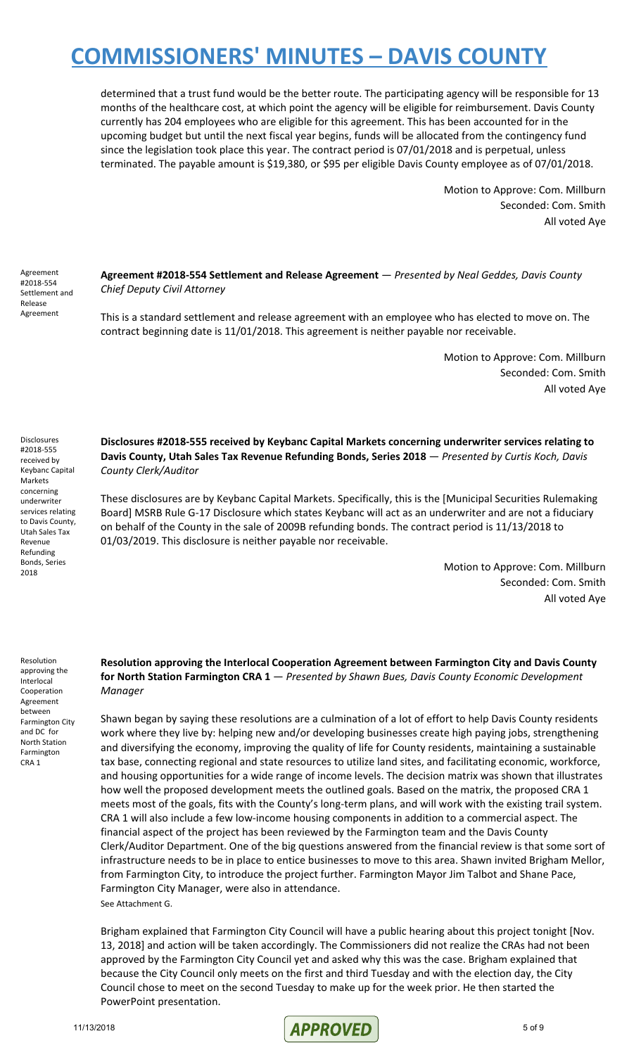determined that a trust fund would be the better route. The participating agency will be responsible for 13 months of the healthcare cost, at which point the agency will be eligible for reimbursement. Davis County currently has 204 employees who are eligible for this agreement. This has been accounted for in the upcoming budget but until the next fiscal year begins, funds will be allocated from the contingency fund since the legislation took place this year. The contract period is 07/01/2018 and is perpetual, unless terminated. The payable amount is $19,380, or $95 per eligible Davis County employee as of 07/01/2018.

Motion to Approve: Com. Millburn
Seconded: Com. Smith
All voted Aye

Agreement #2018-554 Settlement and Release Agreement

**Agreement #2018-554 Settlement and Release Agreement** — *Presented by Neal Geddes, Davis County Chief Deputy Civil Attorney*

This is a standard settlement and release agreement with an employee who has elected to move on. The contract beginning date is 11/01/2018. This agreement is neither payable nor receivable.

Motion to Approve: Com. Millburn
Seconded: Com. Smith
All voted Aye

Disclosures #2018-555 received by Keybanc Capital Markets concerning underwriter services relating to Davis County, Utah Sales Tax Revenue Refunding Bonds, Series 2018

**Disclosures #2018-555 received by Keybanc Capital Markets concerning underwriter services relating to Davis County, Utah Sales Tax Revenue Refunding Bonds, Series 2018** — *Presented by Curtis Koch, Davis County Clerk/Auditor*

These disclosures are by Keybanc Capital Markets. Specifically, this is the [Municipal Securities Rulemaking Board] MSRB Rule G-17 Disclosure which states Keybanc will act as an underwriter and are not a fiduciary on behalf of the County in the sale of 2009B refunding bonds. The contract period is 11/13/2018 to 01/03/2019. This disclosure is neither payable nor receivable.

Motion to Approve: Com. Millburn
Seconded: Com. Smith
All voted Aye

Resolution approving the Interlocal Cooperation Agreement between Farmington City and DC for North Station Farmington CRA 1

**Resolution approving the Interlocal Cooperation Agreement between Farmington City and Davis County for North Station Farmington CRA 1** — *Presented by Shawn Bues, Davis County Economic Development Manager*

Shawn began by saying these resolutions are a culmination of a lot of effort to help Davis County residents work where they live by: helping new and/or developing businesses create high paying jobs, strengthening and diversifying the economy, improving the quality of life for County residents, maintaining a sustainable tax base, connecting regional and state resources to utilize land sites, and facilitating economic, workforce, and housing opportunities for a wide range of income levels. The decision matrix was shown that illustrates how well the proposed development meets the outlined goals. Based on the matrix, the proposed CRA 1 meets most of the goals, fits with the County's long-term plans, and will work with the existing trail system. CRA 1 will also include a few low-income housing components in addition to a commercial aspect. The financial aspect of the project has been reviewed by the Farmington team and the Davis County Clerk/Auditor Department. One of the big questions answered from the financial review is that some sort of infrastructure needs to be in place to entice businesses to move to this area. Shawn invited Brigham Mellor, from Farmington City, to introduce the project further. Farmington Mayor Jim Talbot and Shane Pace, Farmington City Manager, were also in attendance.
See Attachment G.

Brigham explained that Farmington City Council will have a public hearing about this project tonight [Nov. 13, 2018] and action will be taken accordingly. The Commissioners did not realize the CRAs had not been approved by the Farmington City Council yet and asked why this was the case. Brigham explained that because the City Council only meets on the first and third Tuesday and with the election day, the City Council chose to meet on the second Tuesday to make up for the week prior. He then started the PowerPoint presentation.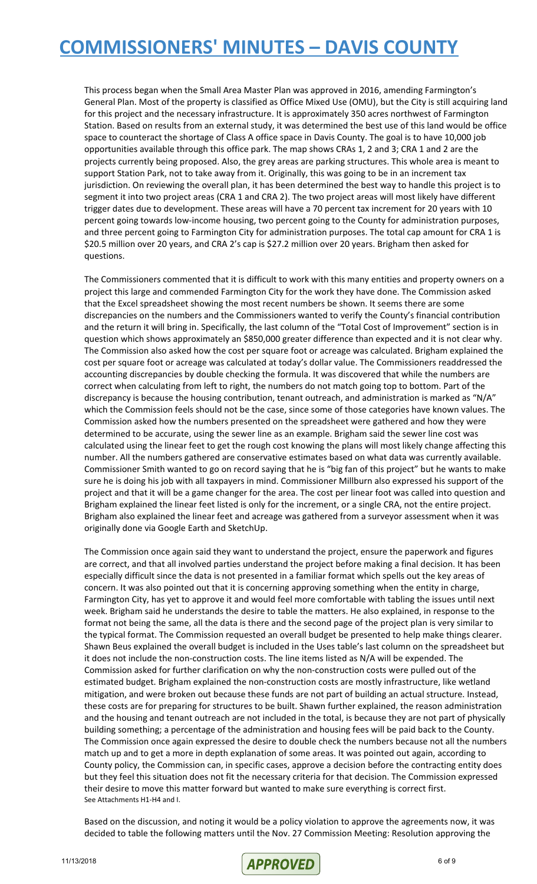This process began when the Small Area Master Plan was approved in 2016, amending Farmington's General Plan. Most of the property is classified as Office Mixed Use (OMU), but the City is still acquiring land for this project and the necessary infrastructure. It is approximately 350 acres northwest of Farmington Station. Based on results from an external study, it was determined the best use of this land would be office space to counteract the shortage of Class A office space in Davis County. The goal is to have 10,000 job opportunities available through this office park. The map shows CRAs 1, 2 and 3; CRA 1 and 2 are the projects currently being proposed. Also, the grey areas are parking structures. This whole area is meant to support Station Park, not to take away from it. Originally, this was going to be in an increment tax jurisdiction. On reviewing the overall plan, it has been determined the best way to handle this project is to segment it into two project areas (CRA 1 and CRA 2). The two project areas will most likely have different trigger dates due to development. These areas will have a 70 percent tax increment for 20 years with 10 percent going towards low-income housing, two percent going to the County for administration purposes, and three percent going to Farmington City for administration purposes. The total cap amount for CRA 1 is $20.5 million over 20 years, and CRA 2's cap is $27.2 million over 20 years. Brigham then asked for questions.

The Commissioners commented that it is difficult to work with this many entities and property owners on a project this large and commended Farmington City for the work they have done. The Commission asked that the Excel spreadsheet showing the most recent numbers be shown. It seems there are some discrepancies on the numbers and the Commissioners wanted to verify the County's financial contribution and the return it will bring in. Specifically, the last column of the "Total Cost of Improvement" section is in question which shows approximately an $850,000 greater difference than expected and it is not clear why. The Commission also asked how the cost per square foot or acreage was calculated. Brigham explained the cost per square foot or acreage was calculated at today's dollar value. The Commissioners readdressed the accounting discrepancies by double checking the formula. It was discovered that while the numbers are correct when calculating from left to right, the numbers do not match going top to bottom. Part of the discrepancy is because the housing contribution, tenant outreach, and administration is marked as "N/A" which the Commission feels should not be the case, since some of those categories have known values. The Commission asked how the numbers presented on the spreadsheet were gathered and how they were determined to be accurate, using the sewer line as an example. Brigham said the sewer line cost was calculated using the linear feet to get the rough cost knowing the plans will most likely change affecting this number. All the numbers gathered are conservative estimates based on what data was currently available. Commissioner Smith wanted to go on record saying that he is "big fan of this project" but he wants to make sure he is doing his job with all taxpayers in mind. Commissioner Millburn also expressed his support of the project and that it will be a game changer for the area. The cost per linear foot was called into question and Brigham explained the linear feet listed is only for the increment, or a single CRA, not the entire project. Brigham also explained the linear feet and acreage was gathered from a surveyor assessment when it was originally done via Google Earth and SketchUp.

The Commission once again said they want to understand the project, ensure the paperwork and figures are correct, and that all involved parties understand the project before making a final decision. It has been especially difficult since the data is not presented in a familiar format which spells out the key areas of concern. It was also pointed out that it is concerning approving something when the entity in charge, Farmington City, has yet to approve it and would feel more comfortable with tabling the issues until next week. Brigham said he understands the desire to table the matters. He also explained, in response to the format not being the same, all the data is there and the second page of the project plan is very similar to the typical format. The Commission requested an overall budget be presented to help make things clearer. Shawn Beus explained the overall budget is included in the Uses table's last column on the spreadsheet but it does not include the non-construction costs. The line items listed as N/A will be expended. The Commission asked for further clarification on why the non-construction costs were pulled out of the estimated budget. Brigham explained the non-construction costs are mostly infrastructure, like wetland mitigation, and were broken out because these funds are not part of building an actual structure. Instead, these costs are for preparing for structures to be built. Shawn further explained, the reason administration and the housing and tenant outreach are not included in the total, is because they are not part of physically building something; a percentage of the administration and housing fees will be paid back to the County. The Commission once again expressed the desire to double check the numbers because not all the numbers match up and to get a more in depth explanation of some areas. It was pointed out again, according to County policy, the Commission can, in specific cases, approve a decision before the contracting entity does but they feel this situation does not fit the necessary criteria for that decision. The Commission expressed their desire to move this matter forward but wanted to make sure everything is correct first.
See Attachments H1-H4 and I.

Based on the discussion, and noting it would be a policy violation to approve the agreements now, it was decided to table the following matters until the Nov. 27 Commission Meeting: Resolution approving the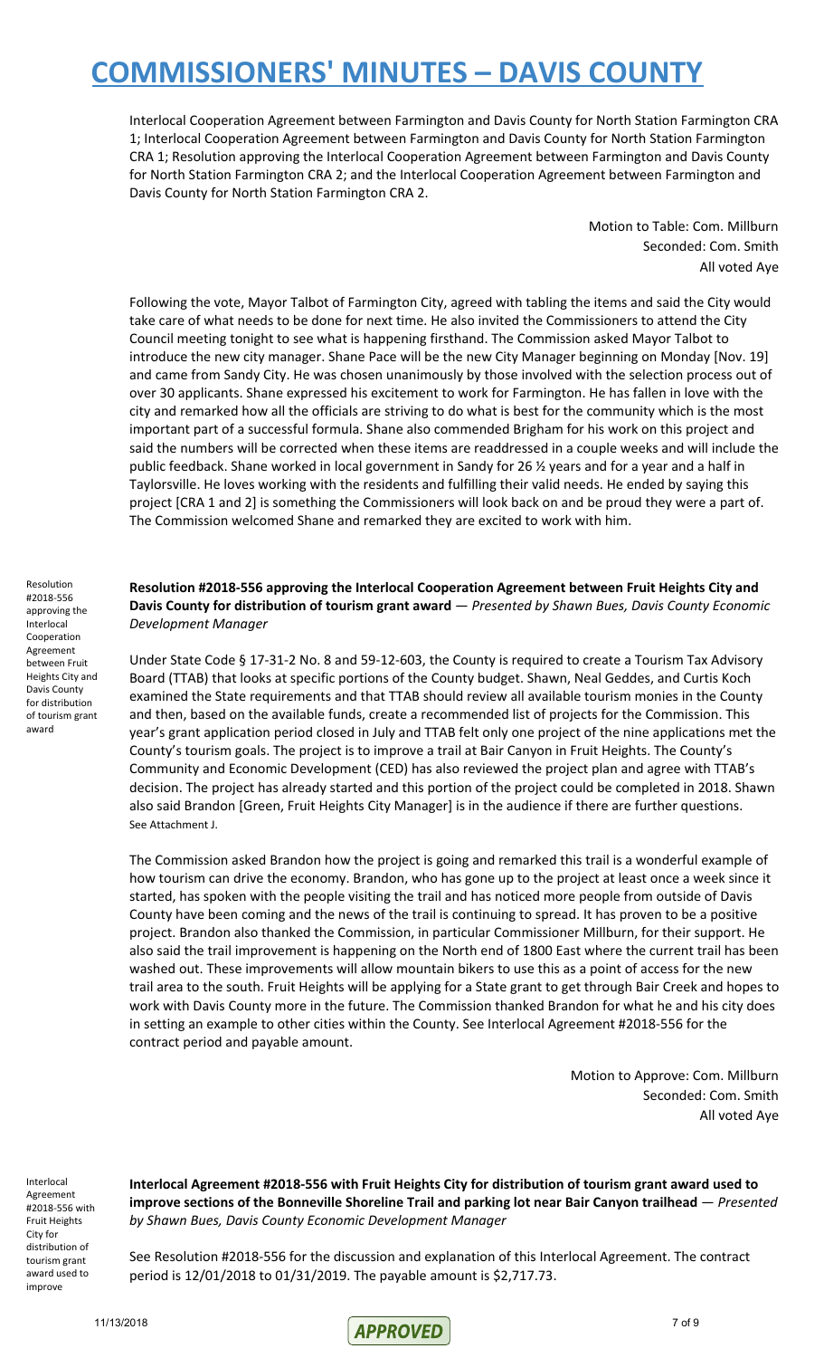Interlocal Cooperation Agreement between Farmington and Davis County for North Station Farmington CRA 1; Interlocal Cooperation Agreement between Farmington and Davis County for North Station Farmington CRA 1; Resolution approving the Interlocal Cooperation Agreement between Farmington and Davis County for North Station Farmington CRA 2; and the Interlocal Cooperation Agreement between Farmington and Davis County for North Station Farmington CRA 2.

Motion to Table: Com. Millburn
Seconded: Com. Smith
All voted Aye

Following the vote, Mayor Talbot of Farmington City, agreed with tabling the items and said the City would take care of what needs to be done for next time. He also invited the Commissioners to attend the City Council meeting tonight to see what is happening firsthand. The Commission asked Mayor Talbot to introduce the new city manager. Shane Pace will be the new City Manager beginning on Monday [Nov. 19] and came from Sandy City. He was chosen unanimously by those involved with the selection process out of over 30 applicants. Shane expressed his excitement to work for Farmington. He has fallen in love with the city and remarked how all the officials are striving to do what is best for the community which is the most important part of a successful formula. Shane also commended Brigham for his work on this project and said the numbers will be corrected when these items are readdressed in a couple weeks and will include the public feedback. Shane worked in local government in Sandy for 26 ½ years and for a year and a half in Taylorsville. He loves working with the residents and fulfilling their valid needs. He ended by saying this project [CRA 1 and 2] is something the Commissioners will look back on and be proud they were a part of. The Commission welcomed Shane and remarked they are excited to work with him.

Resolution #2018-556 approving the Interlocal Cooperation Agreement between Fruit Heights City and Davis County for distribution of tourism grant award

**Resolution #2018-556 approving the Interlocal Cooperation Agreement between Fruit Heights City and Davis County for distribution of tourism grant award** — *Presented by Shawn Bues, Davis County Economic Development Manager*

Under State Code § 17-31-2 No. 8 and 59-12-603, the County is required to create a Tourism Tax Advisory Board (TTAB) that looks at specific portions of the County budget. Shawn, Neal Geddes, and Curtis Koch examined the State requirements and that TTAB should review all available tourism monies in the County and then, based on the available funds, create a recommended list of projects for the Commission. This year's grant application period closed in July and TTAB felt only one project of the nine applications met the County's tourism goals. The project is to improve a trail at Bair Canyon in Fruit Heights. The County's Community and Economic Development (CED) has also reviewed the project plan and agree with TTAB's decision. The project has already started and this portion of the project could be completed in 2018. Shawn also said Brandon [Green, Fruit Heights City Manager] is in the audience if there are further questions. See Attachment J.

The Commission asked Brandon how the project is going and remarked this trail is a wonderful example of how tourism can drive the economy. Brandon, who has gone up to the project at least once a week since it started, has spoken with the people visiting the trail and has noticed more people from outside of Davis County have been coming and the news of the trail is continuing to spread. It has proven to be a positive project. Brandon also thanked the Commission, in particular Commissioner Millburn, for their support. He also said the trail improvement is happening on the North end of 1800 East where the current trail has been washed out. These improvements will allow mountain bikers to use this as a point of access for the new trail area to the south. Fruit Heights will be applying for a State grant to get through Bair Creek and hopes to work with Davis County more in the future. The Commission thanked Brandon for what he and his city does in setting an example to other cities within the County. See Interlocal Agreement #2018-556 for the contract period and payable amount.

Motion to Approve: Com. Millburn
Seconded: Com. Smith
All voted Aye

Interlocal Agreement #2018-556 with Fruit Heights City for distribution of tourism grant award used to improve

**Interlocal Agreement #2018-556 with Fruit Heights City for distribution of tourism grant award used to improve sections of the Bonneville Shoreline Trail and parking lot near Bair Canyon trailhead** — *Presented by Shawn Bues, Davis County Economic Development Manager*

See Resolution #2018-556 for the discussion and explanation of this Interlocal Agreement. The contract period is 12/01/2018 to 01/31/2019. The payable amount is $2,717.73.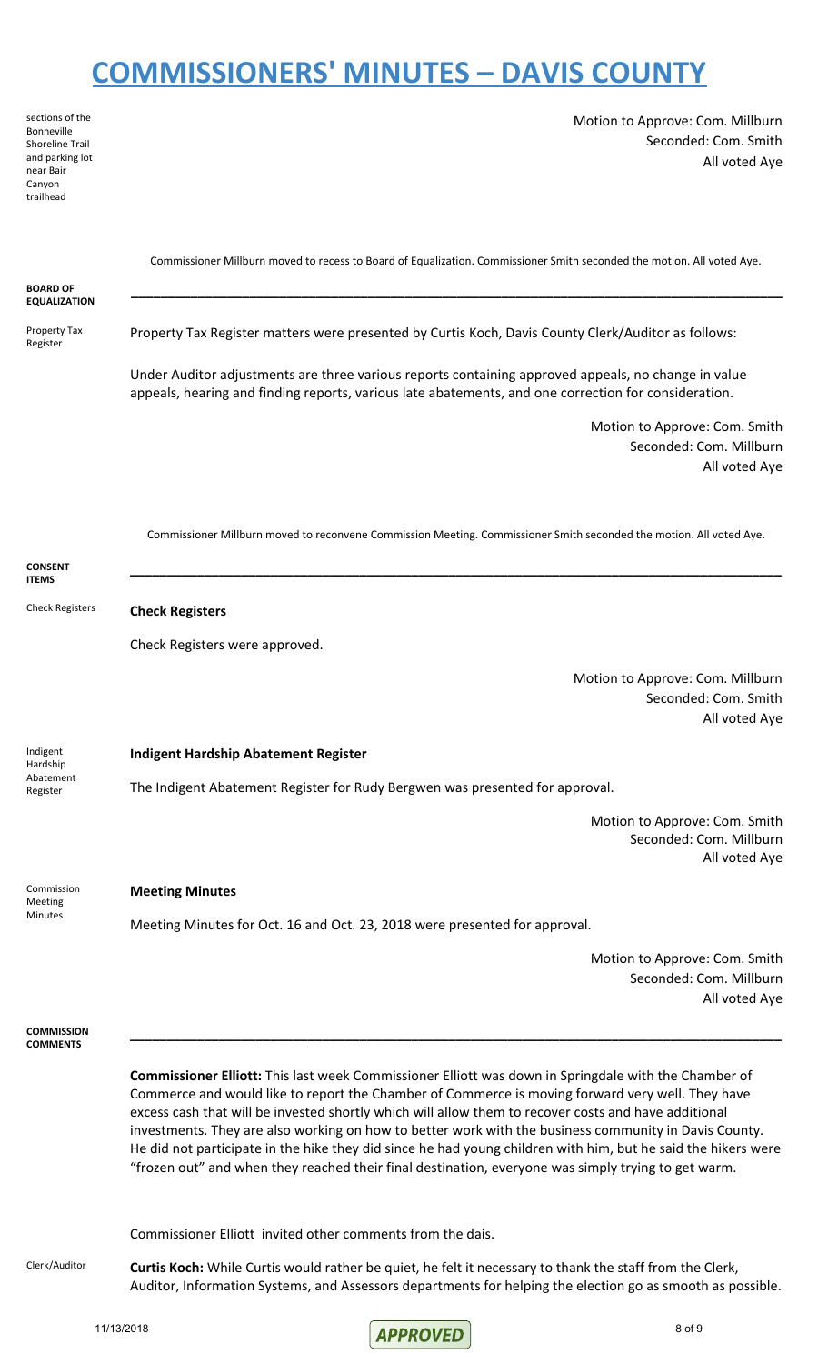sections of the Bonneville Shoreline Trail and parking lot near Bair Canyon trailhead

Motion to Approve: Com. Millburn
Seconded: Com. Smith
All voted Aye

Commissioner Millburn moved to recess to Board of Equalization. Commissioner Smith seconded the motion. All voted Aye.

## BOARD OF EQUALIZATION

**Property Tax Register**

Property Tax Register matters were presented by Curtis Koch, Davis County Clerk/Auditor as follows:

Under Auditor adjustments are three various reports containing approved appeals, no change in value appeals, hearing and finding reports, various late abatements, and one correction for consideration.

Motion to Approve: Com. Smith
Seconded: Com. Millburn
All voted Aye

Commissioner Millburn moved to reconvene Commission Meeting. Commissioner Smith seconded the motion. All voted Aye.

## CONSENT ITEMS

**Check Registers**

Check Registers were approved.

Motion to Approve: Com. Millburn
Seconded: Com. Smith
All voted Aye

**Indigent Hardship Abatement Register**

The Indigent Abatement Register for Rudy Bergwen was presented for approval.

Motion to Approve: Com. Smith
Seconded: Com. Millburn
All voted Aye

**Meeting Minutes**

Meeting Minutes for Oct. 16 and Oct. 23, 2018 were presented for approval.

Motion to Approve: Com. Smith
Seconded: Com. Millburn
All voted Aye

## COMMISSION COMMENTS

**Commissioner Elliott:** This last week Commissioner Elliott was down in Springdale with the Chamber of Commerce and would like to report the Chamber of Commerce is moving forward very well. They have excess cash that will be invested shortly which will allow them to recover costs and have additional investments. They are also working on how to better work with the business community in Davis County. He did not participate in the hike they did since he had young children with him, but he said the hikers were "frozen out" and when they reached their final destination, everyone was simply trying to get warm.

Commissioner Elliott invited other comments from the dais.

Clerk/Auditor

**Curtis Koch:** While Curtis would rather be quiet, he felt it necessary to thank the staff from the Clerk, Auditor, Information Systems, and Assessors departments for helping the election go as smooth as possible.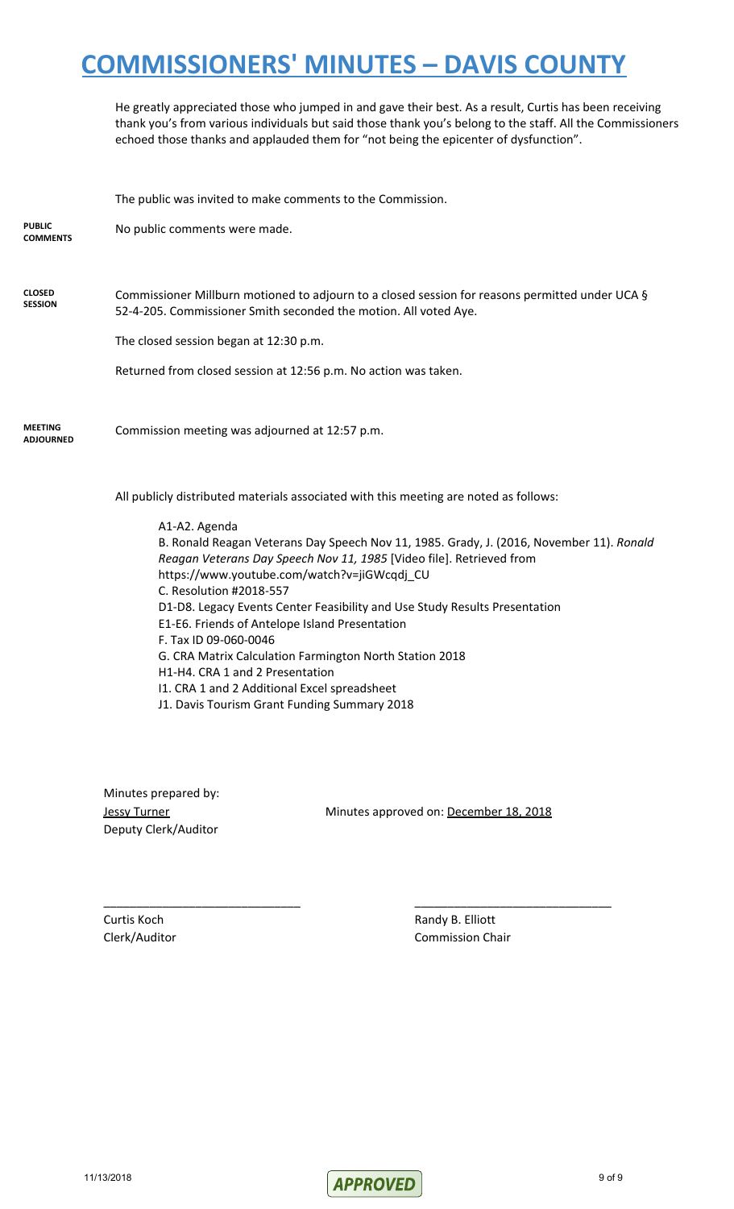He greatly appreciated those who jumped in and gave their best. As a result, Curtis has been receiving thank you's from various individuals but said those thank you's belong to the staff. All the Commissioners echoed those thanks and applauded them for "not being the epicenter of dysfunction".

The public was invited to make comments to the Commission.

**PUBLIC COMMENTS**

No public comments were made.

**CLOSED SESSION**

Commissioner Millburn motioned to adjourn to a closed session for reasons permitted under UCA § 52-4-205. Commissioner Smith seconded the motion. All voted Aye.

The closed session began at 12:30 p.m.

Returned from closed session at 12:56 p.m. No action was taken.

**MEETING ADJOURNED**

Commission meeting was adjourned at 12:57 p.m.

All publicly distributed materials associated with this meeting are noted as follows:

A1-A2. Agenda
B. Ronald Reagan Veterans Day Speech Nov 11, 1985. Grady, J. (2016, November 11). *Ronald Reagan Veterans Day Speech Nov 11, 1985* [Video file]. Retrieved from https://www.youtube.com/watch?v=jiGWcqdj_CU
C. Resolution #2018-557
D1-D8. Legacy Events Center Feasibility and Use Study Results Presentation
E1-E6. Friends of Antelope Island Presentation
F. Tax ID 09-060-0046
G. CRA Matrix Calculation Farmington North Station 2018
H1-H4. CRA 1 and 2 Presentation
I1. CRA 1 and 2 Additional Excel spreadsheet
J1. Davis Tourism Grant Funding Summary 2018

Minutes prepared by:
Jessy Turner
Deputy Clerk/Auditor

Minutes approved on: December 18, 2018

\_\_\_\_\_\_\_\_\_\_\_\_\_\_\_\_\_\_\_\_\_\_\_\_\_\_\_\_\_\_
Curtis Koch
Clerk/Auditor

\_\_\_\_\_\_\_\_\_\_\_\_\_\_\_\_\_\_\_\_\_\_\_\_\_\_\_\_\_\_
Randy B. Elliott
Commission Chair